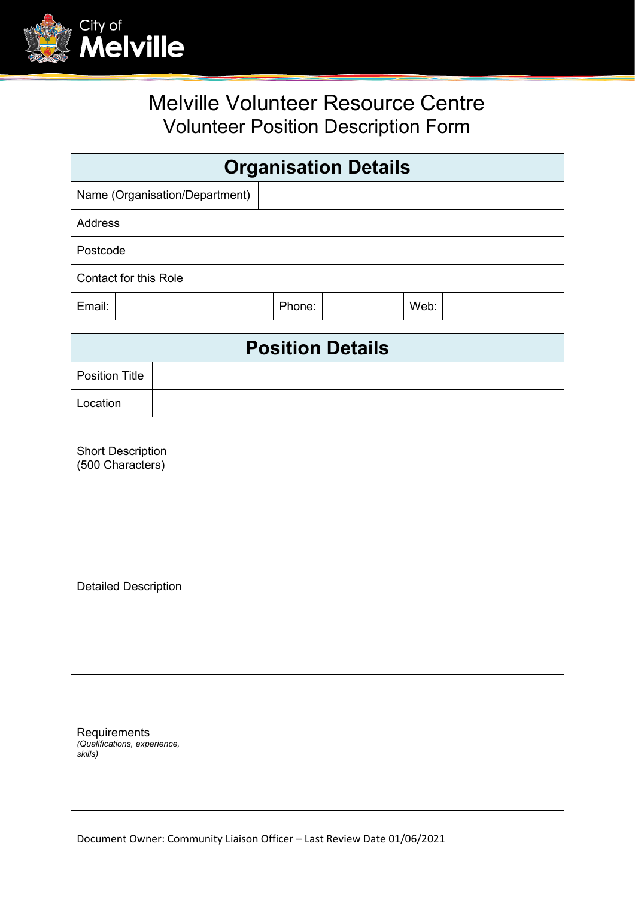City of Melville

# Melville Volunteer Resource Centre

## Volunteer Position Description Form

| Organisation Details | | | | | |
|---|---|---|---|---|---|
| Name (Organisation/Department) | | | | | |
| Address | | | | | |
| Postcode | | | | | |
| Contact for this Role | | | | | |
| Email: | | Phone: | | Web: | |

| Position Details | |
|---|---|
| Position Title | |
| Location | |
| Short Description (500 Characters) | |
| Detailed Description | |
| Requirements *(Qualifications, experience, skills)* | |

Document Owner: Community Liaison Officer – Last Review Date 01/06/2021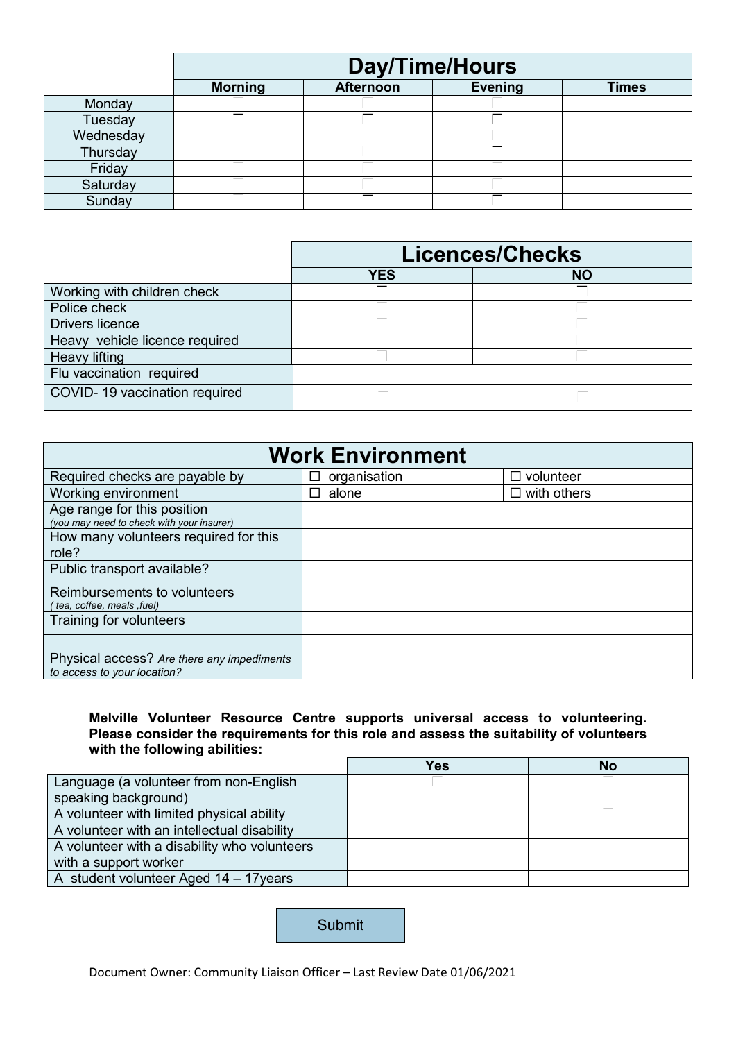| | Day/Time/Hours | | | |
|---|---|---|---|---|
| | **Morning** | **Afternoon** | **Evening** | **Times** |
| Monday | | | | |
| Tuesday | | | | |
| Wednesday | | | | |
| Thursday | | | | |
| Friday | | | | |
| Saturday | | | | |
| Sunday | | | | |

| | Licences/Checks | |
|---|---|---|
| | **YES** | **NO** |
| Working with children check | | |
| Police check | | |
| Drivers licence | | |
| Heavy vehicle licence required | | |
| Heavy lifting | | |
| Flu vaccination required | | |
| COVID- 19 vaccination required | | |

| Work Environment | | |
|---|---|---|
| Required checks are payable by | ☐ organisation | ☐ volunteer |
| Working environment | ☐ alone | ☐ with others |
| Age range for this position *(you may need to check with your insurer)* | | |
| How many volunteers required for this role? | | |
| Public transport available? | | |
| Reimbursements to volunteers *( tea, coffee, meals ,fuel)* | | |
| Training for volunteers | | |
| Physical access? *Are there any impediments to access to your location?* | | |

**Melville Volunteer Resource Centre supports universal access to volunteering. Please consider the requirements for this role and assess the suitability of volunteers with the following abilities:**

| | Yes | No |
|---|---|---|
| Language (a volunteer from non-English speaking background) | | |
| A volunteer with limited physical ability | | |
| A volunteer with an intellectual disability | | |
| A volunteer with a disability who volunteers with a support worker | | |
| A student volunteer Aged 14 – 17years | | |

Submit

Document Owner: Community Liaison Officer – Last Review Date 01/06/2021